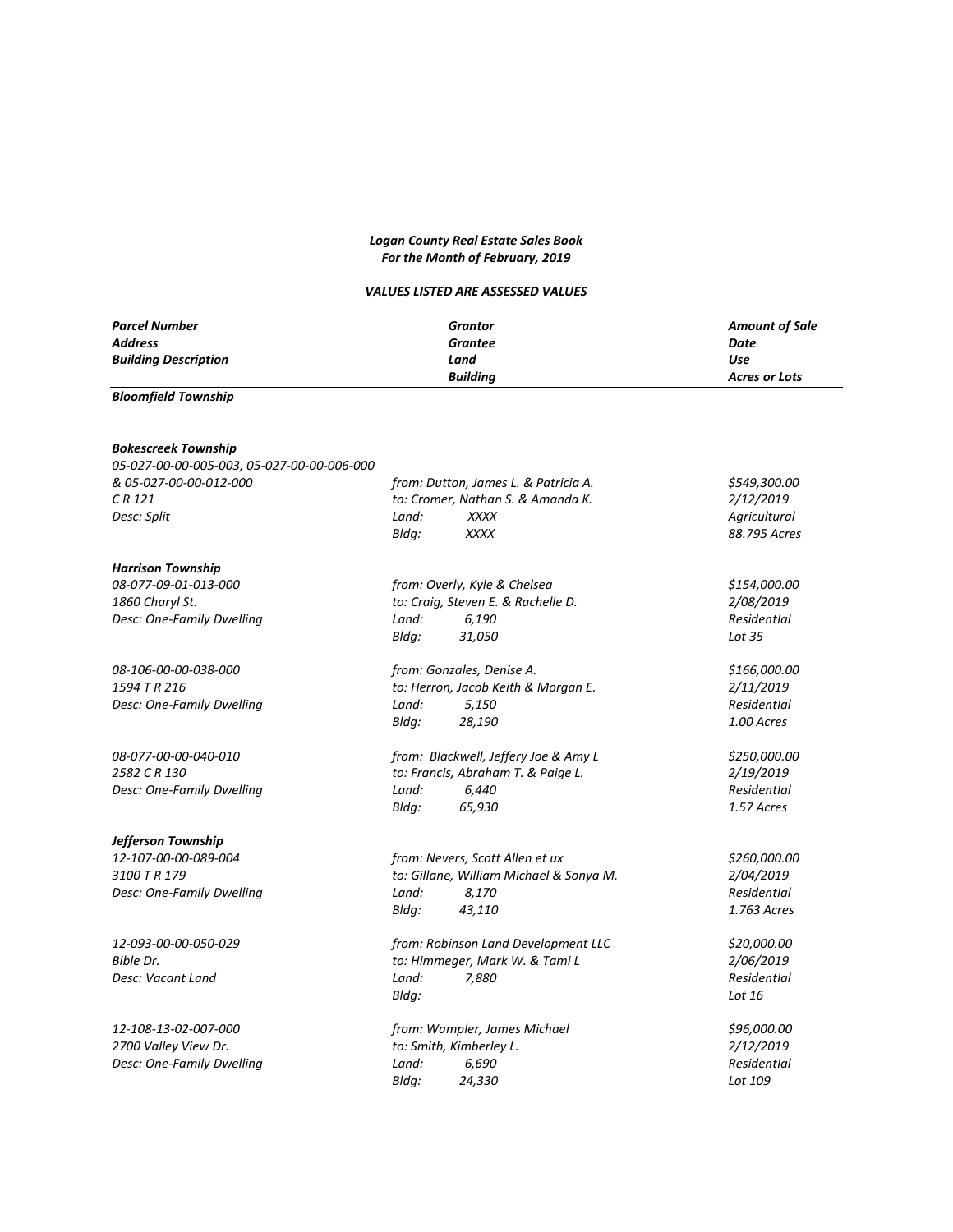*Logan County Real Estate Sales Book*
*For the Month of February, 2019*

*VALUES LISTED ARE ASSESSED VALUES*

| *Parcel Number*<br>*Address*<br>*Building Description* | *Grantor*<br>*Grantee*<br>*Land*<br>*Building* | *Amount of Sale*<br>*Date*<br>*Use*<br>*Acres or Lots* |
|---|---|---|
| ***Bloomfield Township*** | | |
| | | |
| ***Bokescreek Township*** | | |
| *05-027-00-00-005-003, 05-027-00-00-006-000 & 05-027-00-00-012-000*<br>*C R 121*<br>*Desc: Split* | *from: Dutton, James L. & Patricia A.*<br>*to: Cromer, Nathan S. & Amanda K.*<br>*Land: XXXX*<br>*Bldg: XXXX* | *$549,300.00*<br>*2/12/2019*<br>*Agricultural*<br>*88.795 Acres* |
| ***Harrison Township*** | | |
| *08-077-09-01-013-000*<br>*1860 Charyl St.*<br>*Desc: One-Family Dwelling* | *from: Overly, Kyle & Chelsea*<br>*to: Craig, Steven E. & Rachelle D.*<br>*Land: 6,190*<br>*Bldg: 31,050* | *$154,000.00*<br>*2/08/2019*<br>*Residential*<br>*Lot 35* |
| *08-106-00-00-038-000*<br>*1594 T R 216*<br>*Desc: One-Family Dwelling* | *from: Gonzales, Denise A.*<br>*to: Herron, Jacob Keith & Morgan E.*<br>*Land: 5,150*<br>*Bldg: 28,190* | *$166,000.00*<br>*2/11/2019*<br>*Residential*<br>*1.00 Acres* |
| *08-077-00-00-040-010*<br>*2582 C R 130*<br>*Desc: One-Family Dwelling* | *from: Blackwell, Jeffery Joe & Amy L*<br>*to: Francis, Abraham T. & Paige L.*<br>*Land: 6,440*<br>*Bldg: 65,930* | *$250,000.00*<br>*2/19/2019*<br>*Residential*<br>*1.57 Acres* |
| ***Jefferson Township*** | | |
| *12-107-00-00-089-004*<br>*3100 T R 179*<br>*Desc: One-Family Dwelling* | *from: Nevers, Scott Allen et ux*<br>*to: Gillane, William Michael & Sonya M.*<br>*Land: 8,170*<br>*Bldg: 43,110* | *$260,000.00*<br>*2/04/2019*<br>*Residential*<br>*1.763 Acres* |
| *12-093-00-00-050-029*<br>*Bible Dr.*<br>*Desc: Vacant Land* | *from: Robinson Land Development LLC*<br>*to: Himmeger, Mark W. & Tami L*<br>*Land: 7,880*<br>*Bldg:* | *$20,000.00*<br>*2/06/2019*<br>*Residential*<br>*Lot 16* |
| *12-108-13-02-007-000*<br>*2700 Valley View Dr.*<br>*Desc: One-Family Dwelling* | *from: Wampler, James Michael*<br>*to: Smith, Kimberley L.*<br>*Land: 6,690*<br>*Bldg: 24,330* | *$96,000.00*<br>*2/12/2019*<br>*Residential*<br>*Lot 109* |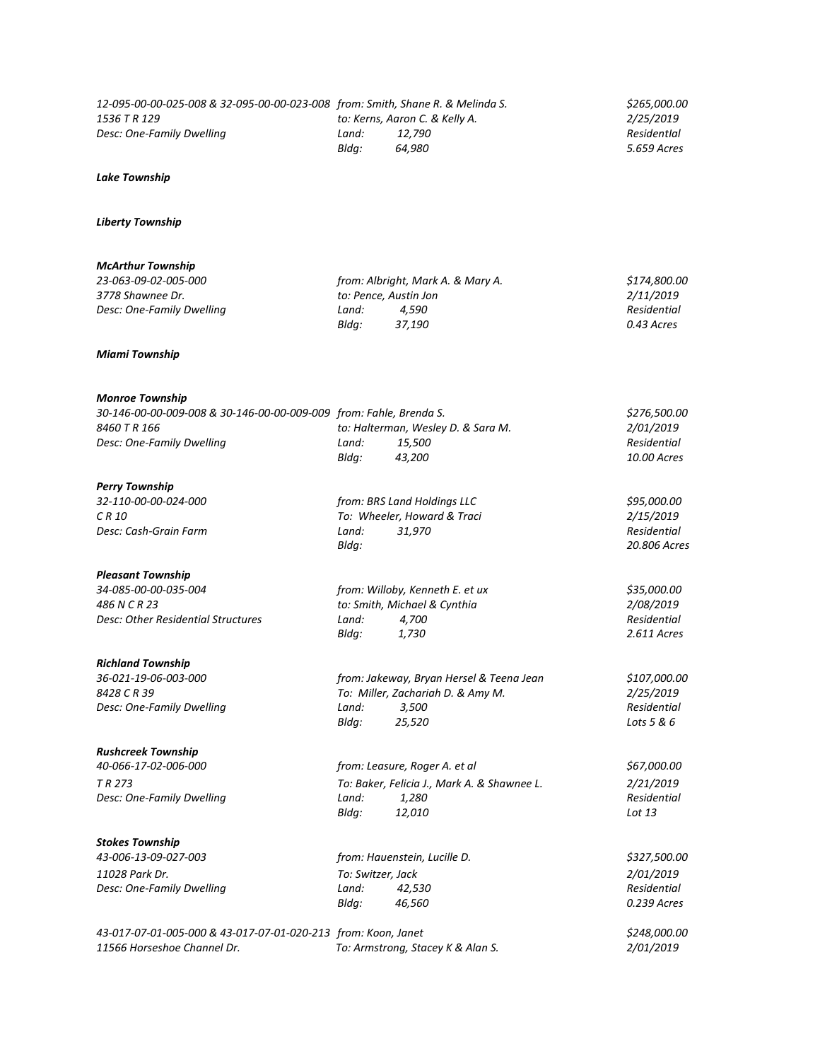*12-095-00-00-025-008 & 32-095-00-00-023-008* *from: Smith, Shane R. & Melinda S.* *$265,000.00*
*1536 T R 129* *to: Kerns, Aaron C. & Kelly A.* *2/25/2019*
*Desc: One-Family Dwelling* *Land: 12,790* *Residentlal*
*Bldg: 64,980* *5.659 Acres*

***Lake Township***

***Liberty Township***

***McArthur Township***

*23-063-09-02-005-000* *from: Albright, Mark A. & Mary A.* *$174,800.00*
*3778 Shawnee Dr.* *to: Pence, Austin Jon* *2/11/2019*
*Desc: One-Family Dwelling* *Land: 4,590* *Residential*
*Bldg: 37,190* *0.43 Acres*

***Miami Township***

***Monroe Township***

*30-146-00-00-009-008 & 30-146-00-00-009-009* *from: Fahle, Brenda S.* *$276,500.00*
*8460 T R 166* *to: Halterman, Wesley D. & Sara M.* *2/01/2019*
*Desc: One-Family Dwelling* *Land: 15,500* *Residential*
*Bldg: 43,200* *10.00 Acres*

***Perry Township***

*32-110-00-00-024-000* *from: BRS Land Holdings LLC* *$95,000.00*
*C R 10* *To: Wheeler, Howard & Traci* *2/15/2019*
*Desc: Cash-Grain Farm* *Land: 31,970* *Residential*
*Bldg:* *20.806 Acres*

***Pleasant Township***

*34-085-00-00-035-004* *from: Willoby, Kenneth E. et ux* *$35,000.00*
*486 N C R 23* *to: Smith, Michael & Cynthia* *2/08/2019*
*Desc: Other Residential Structures* *Land: 4,700* *Residential*
*Bldg: 1,730* *2.611 Acres*

***Richland Township***

*36-021-19-06-003-000* *from: Jakeway, Bryan Hersel & Teena Jean* *$107,000.00*
*8428 C R 39* *To: Miller, Zachariah D. & Amy M.* *2/25/2019*
*Desc: One-Family Dwelling* *Land: 3,500* *Residential*
*Bldg: 25,520* *Lots 5 & 6*

***Rushcreek Township***

*40-066-17-02-006-000* *from: Leasure, Roger A. et al* *$67,000.00*
*T R 273* *To: Baker, Felicia J., Mark A. & Shawnee L.* *2/21/2019*
*Desc: One-Family Dwelling* *Land: 1,280* *Residential*
*Bldg: 12,010* *Lot 13*

***Stokes Township***

*43-006-13-09-027-003* *from: Hauenstein, Lucille D.* *$327,500.00*
*11028 Park Dr.* *To: Switzer, Jack* *2/01/2019*
*Desc: One-Family Dwelling* *Land: 42,530* *Residential*
*Bldg: 46,560* *0.239 Acres*

*43-017-07-01-005-000 & 43-017-07-01-020-213* *from: Koon, Janet* *$248,000.00*
*11566 Horseshoe Channel Dr.* *To: Armstrong, Stacey K & Alan S.* *2/01/2019*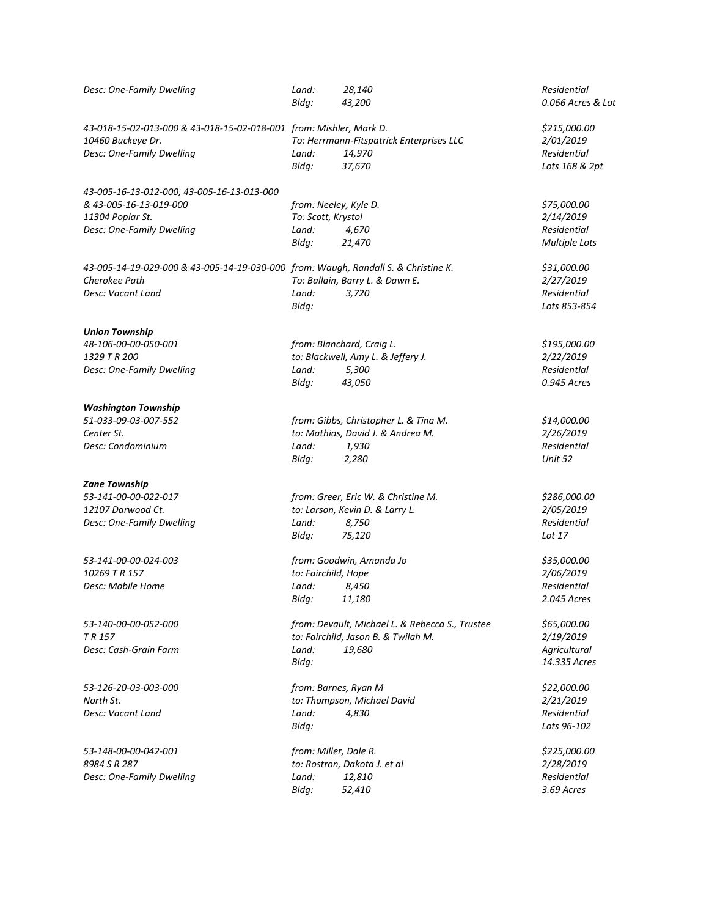*Desc: One-Family Dwelling* *Land: 28,140* *Residential*
*Bldg: 43,200* *0.066 Acres & Lot*

*43-018-15-02-013-000 & 43-018-15-02-018-001* *from: Mishler, Mark D.* *$215,000.00*
*10460 Buckeye Dr.* *To: Herrmann-Fitspatrick Enterprises LLC* *2/01/2019*
*Desc: One-Family Dwelling* *Land: 14,970* *Residential*
*Bldg: 37,670* *Lots 168 & 2pt*

*43-005-16-13-012-000, 43-005-16-13-013-000*
*& 43-005-16-13-019-000* *from: Neeley, Kyle D.* *$75,000.00*
*11304 Poplar St.* *To: Scott, Krystol* *2/14/2019*
*Desc: One-Family Dwelling* *Land: 4,670* *Residential*
*Bldg: 21,470* *Multiple Lots*

*43-005-14-19-029-000 & 43-005-14-19-030-000* *from: Waugh, Randall S. & Christine K.* *$31,000.00*
*Cherokee Path* *To: Ballain, Barry L. & Dawn E.* *2/27/2019*
*Desc: Vacant Land* *Land: 3,720* *Residential*
*Bldg:* *Lots 853-854*

***Union Township***

*48-106-00-00-050-001* *from: Blanchard, Craig L.* *$195,000.00*
*1329 T R 200* *to: Blackwell, Amy L. & Jeffery J.* *2/22/2019*
*Desc: One-Family Dwelling* *Land: 5,300* *ResidentIal*
*Bldg: 43,050* *0.945 Acres*

***Washington Township***

*51-033-09-03-007-552* *from: Gibbs, Christopher L. & Tina M.* *$14,000.00*
*Center St.* *to: Mathias, David J. & Andrea M.* *2/26/2019*
*Desc: Condominium* *Land: 1,930* *Residential*
*Bldg: 2,280* *Unit 52*

***Zane Township***

*53-141-00-00-022-017* *from: Greer, Eric W. & Christine M.* *$286,000.00*
*12107 Darwood Ct.* *to: Larson, Kevin D. & Larry L.* *2/05/2019*
*Desc: One-Family Dwelling* *Land: 8,750* *Residential*
*Bldg: 75,120* *Lot 17*

*53-141-00-00-024-003* *from: Goodwin, Amanda Jo* *$35,000.00*
*10269 T R 157* *to: Fairchild, Hope* *2/06/2019*
*Desc: Mobile Home* *Land: 8,450* *Residential*
*Bldg: 11,180* *2.045 Acres*

*53-140-00-00-052-000* *from: Devault, Michael L. & Rebecca S., Trustee* *$65,000.00*
*T R 157* *to: Fairchild, Jason B. & Twilah M.* *2/19/2019*
*Desc: Cash-Grain Farm* *Land: 19,680* *Agricultural*
*Bldg:* *14.335 Acres*

*53-126-20-03-003-000* *from: Barnes, Ryan M* *$22,000.00*
*North St.* *to: Thompson, Michael David* *2/21/2019*
*Desc: Vacant Land* *Land: 4,830* *Residential*
*Bldg:* *Lots 96-102*

*53-148-00-00-042-001* *from: Miller, Dale R.* *$225,000.00*
*8984 S R 287* *to: Rostron, Dakota J. et al* *2/28/2019*
*Desc: One-Family Dwelling* *Land: 12,810* *Residential*
*Bldg: 52,410* *3.69 Acres*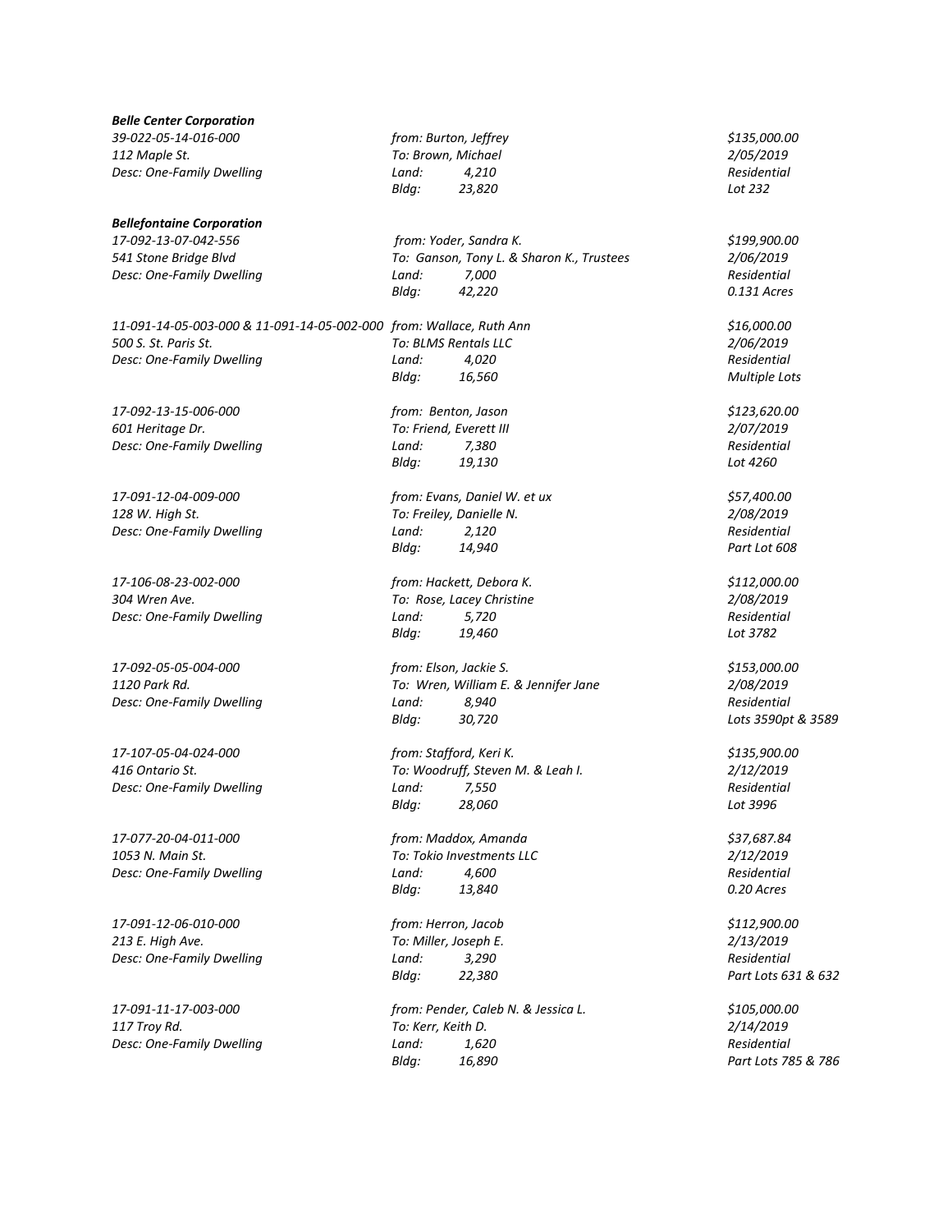***Belle Center Corporation***

| | | |
|---|---|---|
| *39-022-05-14-016-000* | *from: Burton, Jeffrey* | *$135,000.00* |
| *112 Maple St.* | *To: Brown, Michael* | *2/05/2019* |
| *Desc: One-Family Dwelling* | *Land: 4,210* | *Residential* |
| | *Bldg: 23,820* | *Lot 232* |

***Bellefontaine Corporation***

| | | |
|---|---|---|
| *17-092-13-07-042-556* | *from: Yoder, Sandra K.* | *$199,900.00* |
| *541 Stone Bridge Blvd* | *To: Ganson, Tony L. & Sharon K., Trustees* | *2/06/2019* |
| *Desc: One-Family Dwelling* | *Land: 7,000* | *Residential* |
| | *Bldg: 42,220* | *0.131 Acres* |
| | | |
| *11-091-14-05-003-000 & 11-091-14-05-002-000* | *from: Wallace, Ruth Ann* | *$16,000.00* |
| *500 S. St. Paris St.* | *To: BLMS Rentals LLC* | *2/06/2019* |
| *Desc: One-Family Dwelling* | *Land: 4,020* | *Residential* |
| | *Bldg: 16,560* | *Multiple Lots* |
| | | |
| *17-092-13-15-006-000* | *from: Benton, Jason* | *$123,620.00* |
| *601 Heritage Dr.* | *To: Friend, Everett III* | *2/07/2019* |
| *Desc: One-Family Dwelling* | *Land: 7,380* | *Residential* |
| | *Bldg: 19,130* | *Lot 4260* |
| | | |
| *17-091-12-04-009-000* | *from: Evans, Daniel W. et ux* | *$57,400.00* |
| *128 W. High St.* | *To: Freiley, Danielle N.* | *2/08/2019* |
| *Desc: One-Family Dwelling* | *Land: 2,120* | *Residential* |
| | *Bldg: 14,940* | *Part Lot 608* |
| | | |
| *17-106-08-23-002-000* | *from: Hackett, Debora K.* | *$112,000.00* |
| *304 Wren Ave.* | *To: Rose, Lacey Christine* | *2/08/2019* |
| *Desc: One-Family Dwelling* | *Land: 5,720* | *Residential* |
| | *Bldg: 19,460* | *Lot 3782* |
| | | |
| *17-092-05-05-004-000* | *from: Elson, Jackie S.* | *$153,000.00* |
| *1120 Park Rd.* | *To: Wren, William E. & Jennifer Jane* | *2/08/2019* |
| *Desc: One-Family Dwelling* | *Land: 8,940* | *Residential* |
| | *Bldg: 30,720* | *Lots 3590pt & 3589* |
| | | |
| *17-107-05-04-024-000* | *from: Stafford, Keri K.* | *$135,900.00* |
| *416 Ontario St.* | *To: Woodruff, Steven M. & Leah I.* | *2/12/2019* |
| *Desc: One-Family Dwelling* | *Land: 7,550* | *Residential* |
| | *Bldg: 28,060* | *Lot 3996* |
| | | |
| *17-077-20-04-011-000* | *from: Maddox, Amanda* | *$37,687.84* |
| *1053 N. Main St.* | *To: Tokio Investments LLC* | *2/12/2019* |
| *Desc: One-Family Dwelling* | *Land: 4,600* | *Residential* |
| | *Bldg: 13,840* | *0.20 Acres* |
| | | |
| *17-091-12-06-010-000* | *from: Herron, Jacob* | *$112,900.00* |
| *213 E. High Ave.* | *To: Miller, Joseph E.* | *2/13/2019* |
| *Desc: One-Family Dwelling* | *Land: 3,290* | *Residential* |
| | *Bldg: 22,380* | *Part Lots 631 & 632* |
| | | |
| *17-091-11-17-003-000* | *from: Pender, Caleb N. & Jessica L.* | *$105,000.00* |
| *117 Troy Rd.* | *To: Kerr, Keith D.* | *2/14/2019* |
| *Desc: One-Family Dwelling* | *Land: 1,620* | *Residential* |
| | *Bldg: 16,890* | *Part Lots 785 & 786* |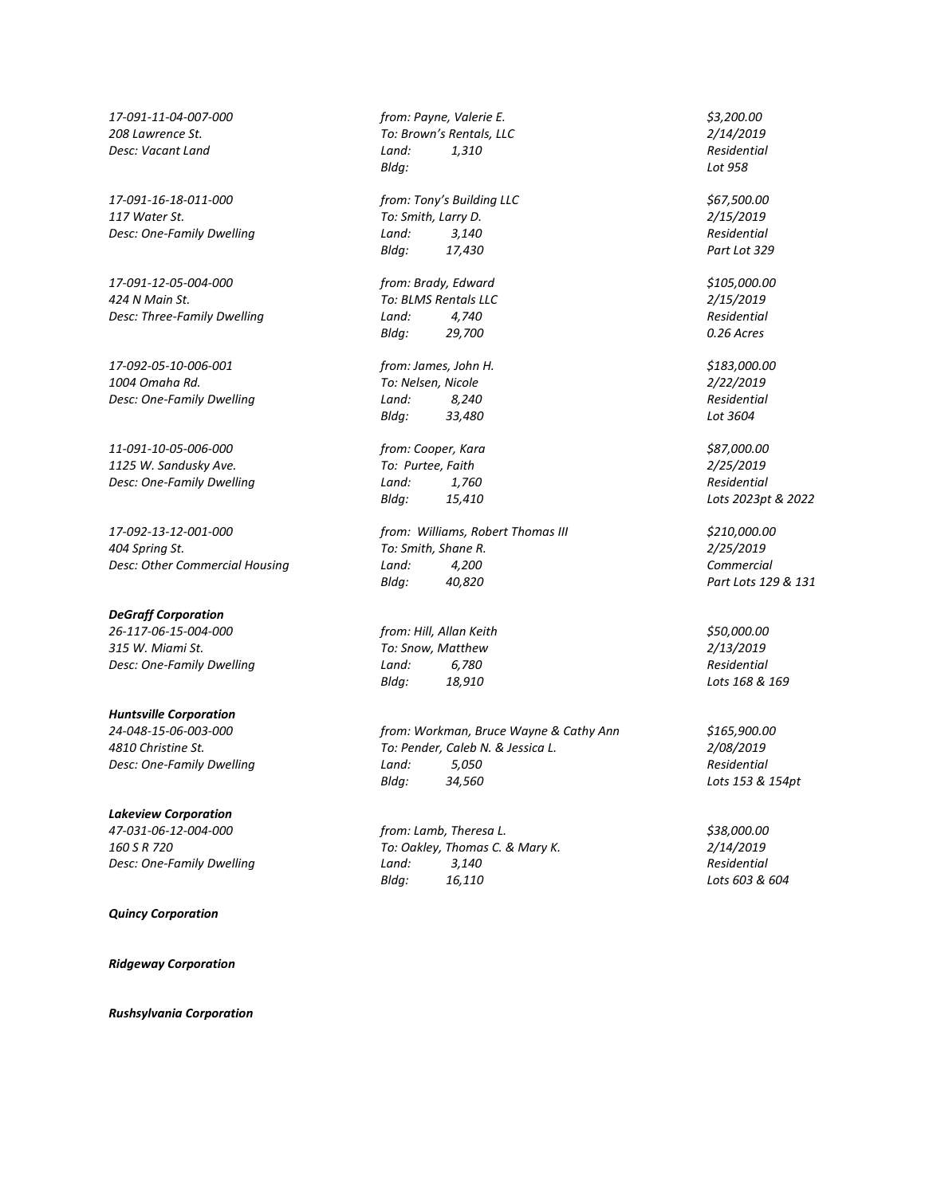*17-091-11-04-007-000* | *from: Payne, Valerie E.* | *$3,200.00*
*208 Lawrence St.* | *To: Brown's Rentals, LLC* | *2/14/2019*
*Desc: Vacant Land* | *Land: 1,310* | *Residential*
*Bldg:* | *Lot 958*

*17-091-16-18-011-000* | *from: Tony's Building LLC* | *$67,500.00*
*117 Water St.* | *To: Smith, Larry D.* | *2/15/2019*
*Desc: One-Family Dwelling* | *Land: 3,140* | *Residential*
*Bldg: 17,430* | *Part Lot 329*

*17-091-12-05-004-000* | *from: Brady, Edward* | *$105,000.00*
*424 N Main St.* | *To: BLMS Rentals LLC* | *2/15/2019*
*Desc: Three-Family Dwelling* | *Land: 4,740* | *Residential*
*Bldg: 29,700* | *0.26 Acres*

*17-092-05-10-006-001* | *from: James, John H.* | *$183,000.00*
*1004 Omaha Rd.* | *To: Nelsen, Nicole* | *2/22/2019*
*Desc: One-Family Dwelling* | *Land: 8,240* | *Residential*
*Bldg: 33,480* | *Lot 3604*

*11-091-10-05-006-000* | *from: Cooper, Kara* | *$87,000.00*
*1125 W. Sandusky Ave.* | *To: Purtee, Faith* | *2/25/2019*
*Desc: One-Family Dwelling* | *Land: 1,760* | *Residential*
*Bldg: 15,410* | *Lots 2023pt & 2022*

*17-092-13-12-001-000* | *from: Williams, Robert Thomas III* | *$210,000.00*
*404 Spring St.* | *To: Smith, Shane R.* | *2/25/2019*
*Desc: Other Commercial Housing* | *Land: 4,200* | *Commercial*
*Bldg: 40,820* | *Part Lots 129 & 131*

***DeGraff Corporation***

*26-117-06-15-004-000* | *from: Hill, Allan Keith* | *$50,000.00*
*315 W. Miami St.* | *To: Snow, Matthew* | *2/13/2019*
*Desc: One-Family Dwelling* | *Land: 6,780* | *Residential*
*Bldg: 18,910* | *Lots 168 & 169*

***Huntsville Corporation***

*24-048-15-06-003-000* | *from: Workman, Bruce Wayne & Cathy Ann* | *$165,900.00*
*4810 Christine St.* | *To: Pender, Caleb N. & Jessica L.* | *2/08/2019*
*Desc: One-Family Dwelling* | *Land: 5,050* | *Residential*
*Bldg: 34,560* | *Lots 153 & 154pt*

***Lakeview Corporation***

*47-031-06-12-004-000* | *from: Lamb, Theresa L.* | *$38,000.00*
*160 S R 720* | *To: Oakley, Thomas C. & Mary K.* | *2/14/2019*
*Desc: One-Family Dwelling* | *Land: 3,140* | *Residential*
*Bldg: 16,110* | *Lots 603 & 604*

***Quincy Corporation***

***Ridgeway Corporation***

***Rushsylvania Corporation***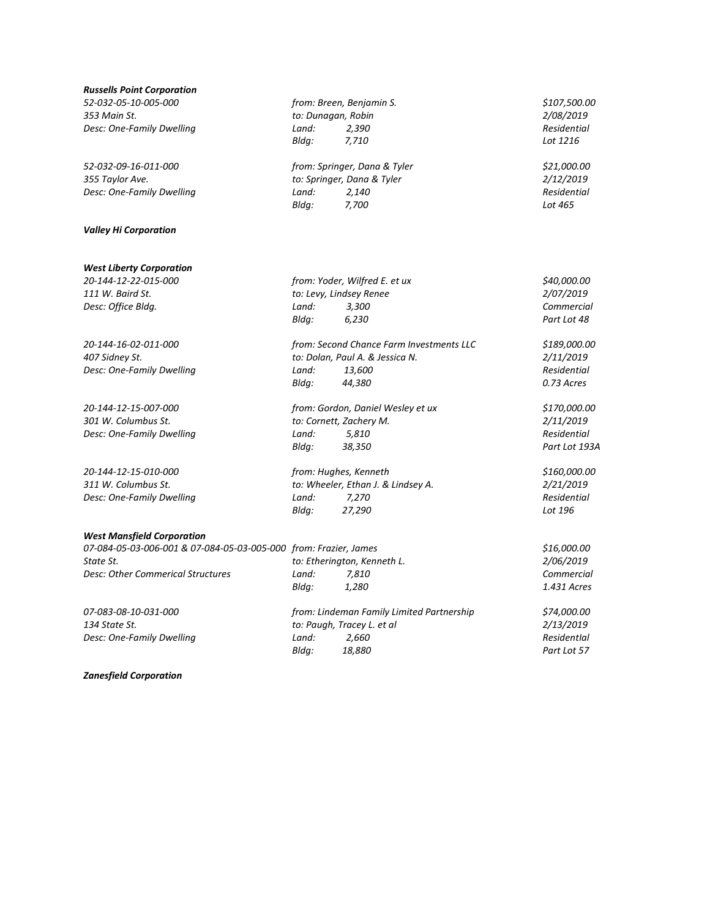***Russells Point Corporation***

| | | |
|---|---|---|
| *52-032-05-10-005-000* | *from: Breen, Benjamin S.* | *$107,500.00* |
| *353 Main St.* | *to: Dunagan, Robin* | *2/08/2019* |
| *Desc: One-Family Dwelling* | *Land: 2,390* | *Residential* |
| | *Bldg: 7,710* | *Lot 1216* |
| *52-032-09-16-011-000* | *from: Springer, Dana & Tyler* | *$21,000.00* |
| *355 Taylor Ave.* | *to: Springer, Dana & Tyler* | *2/12/2019* |
| *Desc: One-Family Dwelling* | *Land: 2,140* | *Residential* |
| | *Bldg: 7,700* | *Lot 465* |

***Valley Hi Corporation***

***West Liberty Corporation***

| | | |
|---|---|---|
| *20-144-12-22-015-000* | *from: Yoder, Wilfred E. et ux* | *$40,000.00* |
| *111 W. Baird St.* | *to: Levy, Lindsey Renee* | *2/07/2019* |
| *Desc: Office Bldg.* | *Land: 3,300* | *Commercial* |
| | *Bldg: 6,230* | *Part Lot 48* |
| *20-144-16-02-011-000* | *from: Second Chance Farm Investments LLC* | *$189,000.00* |
| *407 Sidney St.* | *to: Dolan, Paul A. & Jessica N.* | *2/11/2019* |
| *Desc: One-Family Dwelling* | *Land: 13,600* | *Residential* |
| | *Bldg: 44,380* | *0.73 Acres* |
| *20-144-12-15-007-000* | *from: Gordon, Daniel Wesley et ux* | *$170,000.00* |
| *301 W. Columbus St.* | *to: Cornett, Zachery M.* | *2/11/2019* |
| *Desc: One-Family Dwelling* | *Land: 5,810* | *Residential* |
| | *Bldg: 38,350* | *Part Lot 193A* |
| *20-144-12-15-010-000* | *from: Hughes, Kenneth* | *$160,000.00* |
| *311 W. Columbus St.* | *to: Wheeler, Ethan J. & Lindsey A.* | *2/21/2019* |
| *Desc: One-Family Dwelling* | *Land: 7,270* | *Residential* |
| | *Bldg: 27,290* | *Lot 196* |

***West Mansfield Corporation***

| | | |
|---|---|---|
| *07-084-05-03-006-001 & 07-084-05-03-005-000* | *from: Frazier, James* | *$16,000.00* |
| *State St.* | *to: Etherington, Kenneth L.* | *2/06/2019* |
| *Desc: Other Commerical Structures* | *Land: 7,810* | *Commercial* |
| | *Bldg: 1,280* | *1.431 Acres* |
| *07-083-08-10-031-000* | *from: Lindeman Family Limited Partnership* | *$74,000.00* |
| *134 State St.* | *to: Paugh, Tracey L. et al* | *2/13/2019* |
| *Desc: One-Family Dwelling* | *Land: 2,660* | *Residential* |
| | *Bldg: 18,880* | *Part Lot 57* |

***Zanesfield Corporation***